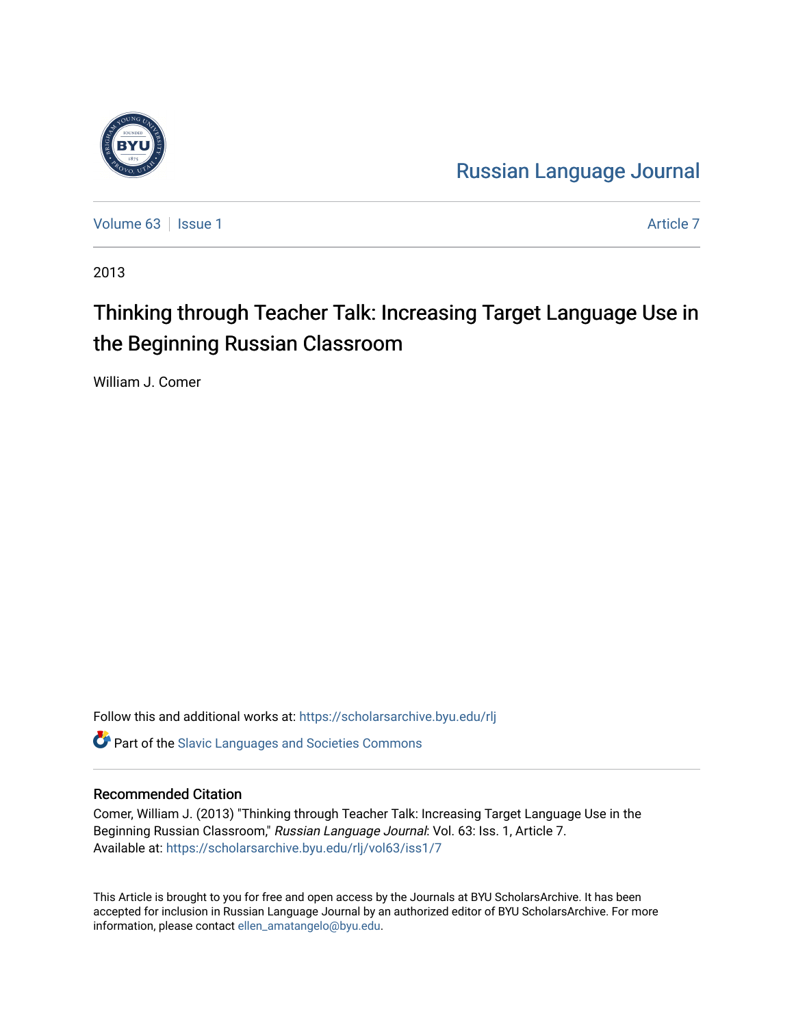Russian Language Journal

Volume 63 | Issue 1 | Article 7

2013

# Thinking through Teacher Talk: Increasing Target Language Use in the Beginning Russian Classroom

William J. Comer

Follow this and additional works at: https://scholarsarchive.byu.edu/rlj

Part of the Slavic Languages and Societies Commons

## Recommended Citation

Comer, William J. (2013) "Thinking through Teacher Talk: Increasing Target Language Use in the Beginning Russian Classroom," *Russian Language Journal*: Vol. 63: Iss. 1, Article 7.
Available at: https://scholarsarchive.byu.edu/rlj/vol63/iss1/7

This Article is brought to you for free and open access by the Journals at BYU ScholarsArchive. It has been accepted for inclusion in Russian Language Journal by an authorized editor of BYU ScholarsArchive. For more information, please contact ellen_amatangelo@byu.edu.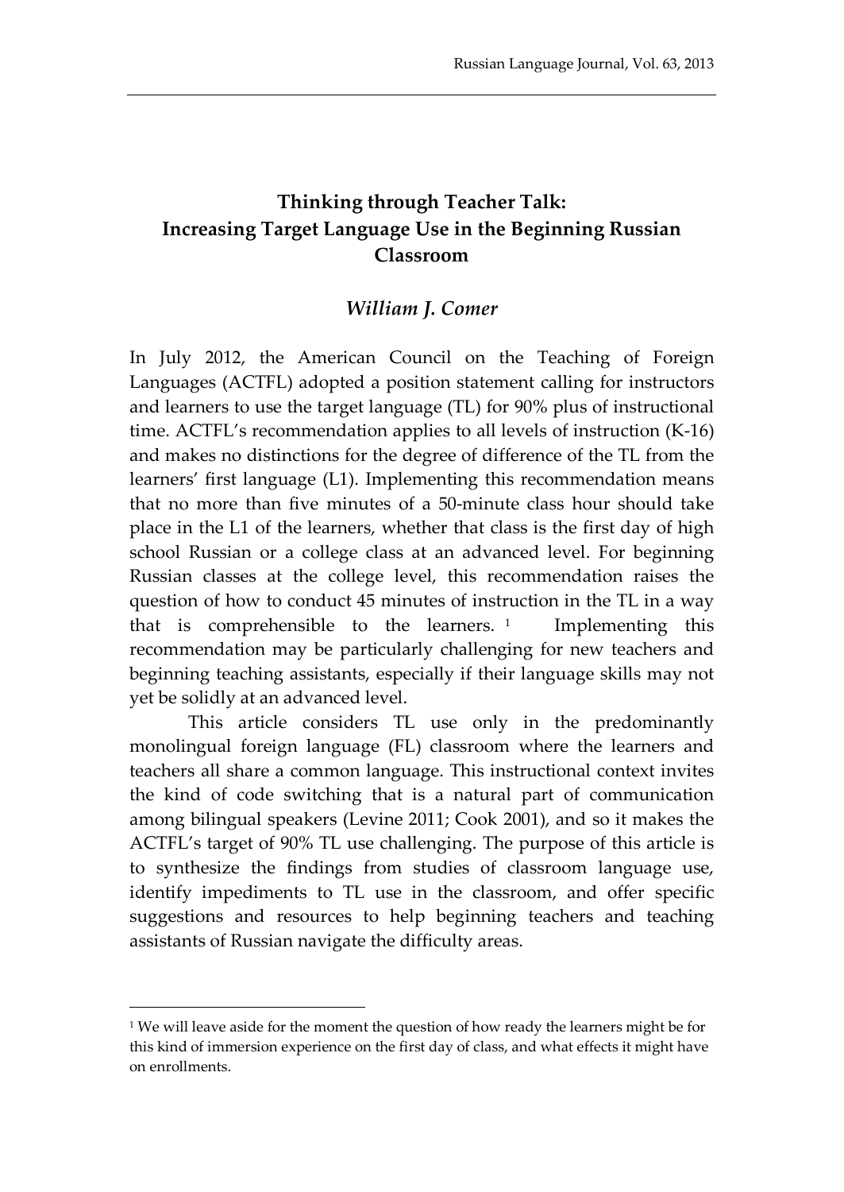# Thinking through Teacher Talk: Increasing Target Language Use in the Beginning Russian Classroom

### *William J. Comer*

In July 2012, the American Council on the Teaching of Foreign Languages (ACTFL) adopted a position statement calling for instructors and learners to use the target language (TL) for 90% plus of instructional time. ACTFL's recommendation applies to all levels of instruction (K-16) and makes no distinctions for the degree of difference of the TL from the learners' first language (L1). Implementing this recommendation means that no more than five minutes of a 50-minute class hour should take place in the L1 of the learners, whether that class is the first day of high school Russian or a college class at an advanced level. For beginning Russian classes at the college level, this recommendation raises the question of how to conduct 45 minutes of instruction in the TL in a way that is comprehensible to the learners.[1] Implementing this recommendation may be particularly challenging for new teachers and beginning teaching assistants, especially if their language skills may not yet be solidly at an advanced level.

This article considers TL use only in the predominantly monolingual foreign language (FL) classroom where the learners and teachers all share a common language. This instructional context invites the kind of code switching that is a natural part of communication among bilingual speakers (Levine 2011; Cook 2001), and so it makes the ACTFL's target of 90% TL use challenging. The purpose of this article is to synthesize the findings from studies of classroom language use, identify impediments to TL use in the classroom, and offer specific suggestions and resources to help beginning teachers and teaching assistants of Russian navigate the difficulty areas.

---

[1] We will leave aside for the moment the question of how ready the learners might be for this kind of immersion experience on the first day of class, and what effects it might have on enrollments.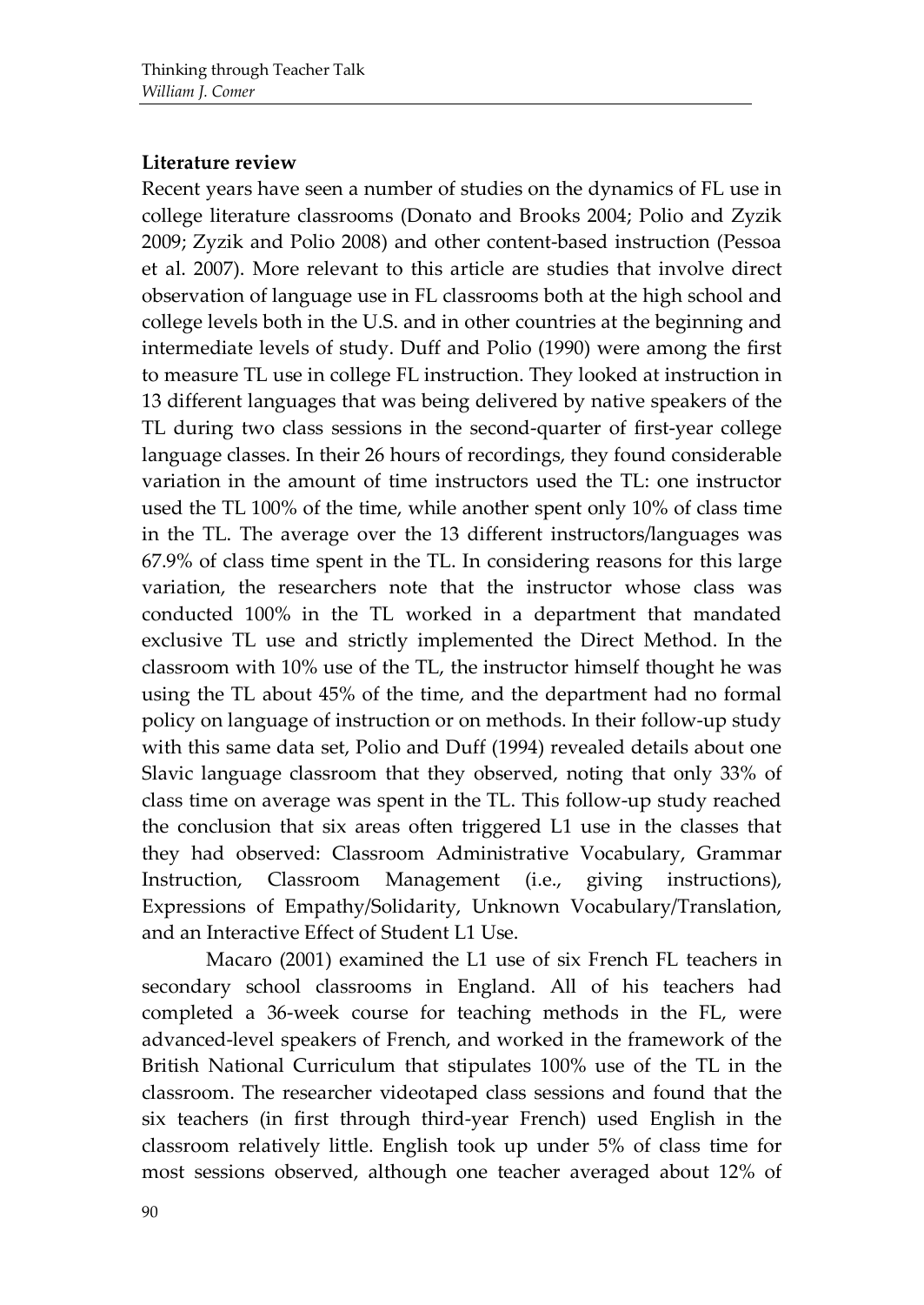## Literature review

Recent years have seen a number of studies on the dynamics of FL use in college literature classrooms (Donato and Brooks 2004; Polio and Zyzik 2009; Zyzik and Polio 2008) and other content-based instruction (Pessoa et al. 2007). More relevant to this article are studies that involve direct observation of language use in FL classrooms both at the high school and college levels both in the U.S. and in other countries at the beginning and intermediate levels of study. Duff and Polio (1990) were among the first to measure TL use in college FL instruction. They looked at instruction in 13 different languages that was being delivered by native speakers of the TL during two class sessions in the second-quarter of first-year college language classes. In their 26 hours of recordings, they found considerable variation in the amount of time instructors used the TL: one instructor used the TL 100% of the time, while another spent only 10% of class time in the TL. The average over the 13 different instructors/languages was 67.9% of class time spent in the TL. In considering reasons for this large variation, the researchers note that the instructor whose class was conducted 100% in the TL worked in a department that mandated exclusive TL use and strictly implemented the Direct Method. In the classroom with 10% use of the TL, the instructor himself thought he was using the TL about 45% of the time, and the department had no formal policy on language of instruction or on methods. In their follow-up study with this same data set, Polio and Duff (1994) revealed details about one Slavic language classroom that they observed, noting that only 33% of class time on average was spent in the TL. This follow-up study reached the conclusion that six areas often triggered L1 use in the classes that they had observed: Classroom Administrative Vocabulary, Grammar Instruction, Classroom Management (i.e., giving instructions), Expressions of Empathy/Solidarity, Unknown Vocabulary/Translation, and an Interactive Effect of Student L1 Use.

Macaro (2001) examined the L1 use of six French FL teachers in secondary school classrooms in England. All of his teachers had completed a 36-week course for teaching methods in the FL, were advanced-level speakers of French, and worked in the framework of the British National Curriculum that stipulates 100% use of the TL in the classroom. The researcher videotaped class sessions and found that the six teachers (in first through third-year French) used English in the classroom relatively little. English took up under 5% of class time for most sessions observed, although one teacher averaged about 12% of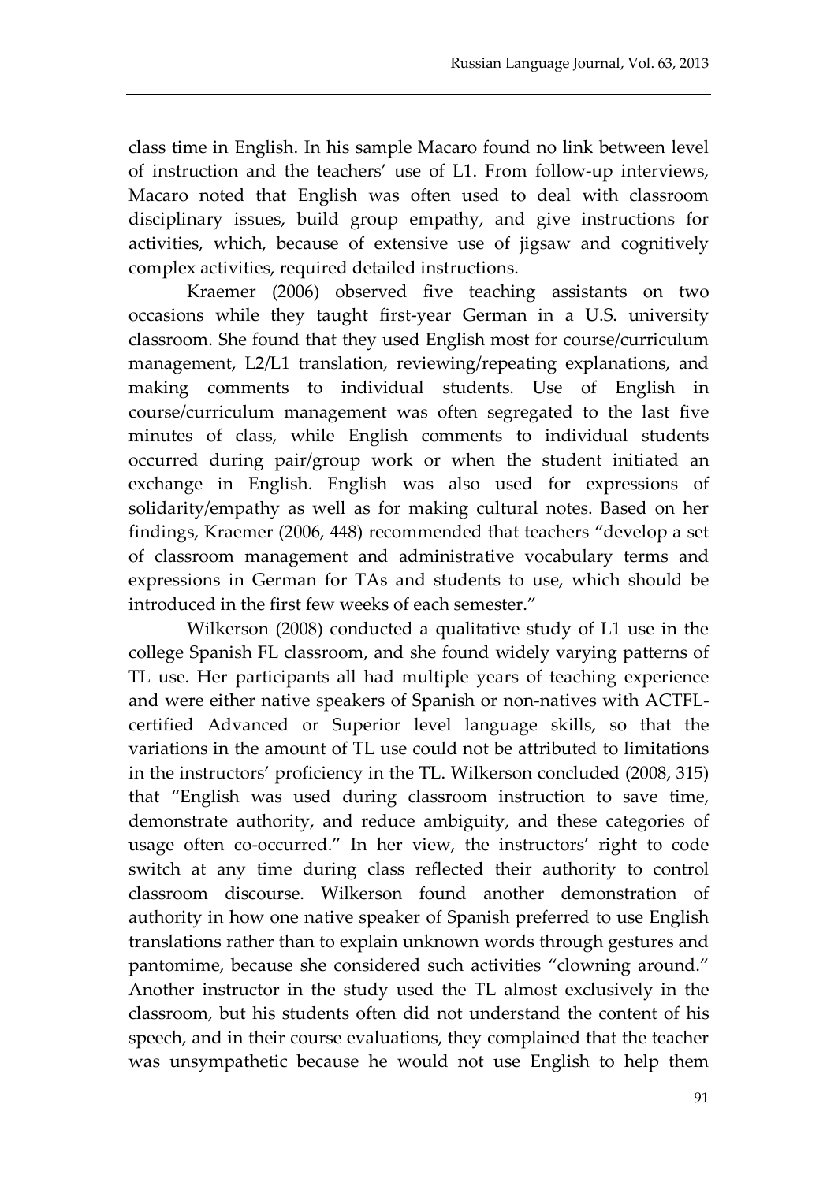class time in English. In his sample Macaro found no link between level of instruction and the teachers' use of L1. From follow-up interviews, Macaro noted that English was often used to deal with classroom disciplinary issues, build group empathy, and give instructions for activities, which, because of extensive use of jigsaw and cognitively complex activities, required detailed instructions.

Kraemer (2006) observed five teaching assistants on two occasions while they taught first-year German in a U.S. university classroom. She found that they used English most for course/curriculum management, L2/L1 translation, reviewing/repeating explanations, and making comments to individual students. Use of English in course/curriculum management was often segregated to the last five minutes of class, while English comments to individual students occurred during pair/group work or when the student initiated an exchange in English. English was also used for expressions of solidarity/empathy as well as for making cultural notes. Based on her findings, Kraemer (2006, 448) recommended that teachers "develop a set of classroom management and administrative vocabulary terms and expressions in German for TAs and students to use, which should be introduced in the first few weeks of each semester."

Wilkerson (2008) conducted a qualitative study of L1 use in the college Spanish FL classroom, and she found widely varying patterns of TL use. Her participants all had multiple years of teaching experience and were either native speakers of Spanish or non-natives with ACTFL-certified Advanced or Superior level language skills, so that the variations in the amount of TL use could not be attributed to limitations in the instructors' proficiency in the TL. Wilkerson concluded (2008, 315) that "English was used during classroom instruction to save time, demonstrate authority, and reduce ambiguity, and these categories of usage often co-occurred." In her view, the instructors' right to code switch at any time during class reflected their authority to control classroom discourse. Wilkerson found another demonstration of authority in how one native speaker of Spanish preferred to use English translations rather than to explain unknown words through gestures and pantomime, because she considered such activities "clowning around." Another instructor in the study used the TL almost exclusively in the classroom, but his students often did not understand the content of his speech, and in their course evaluations, they complained that the teacher was unsympathetic because he would not use English to help them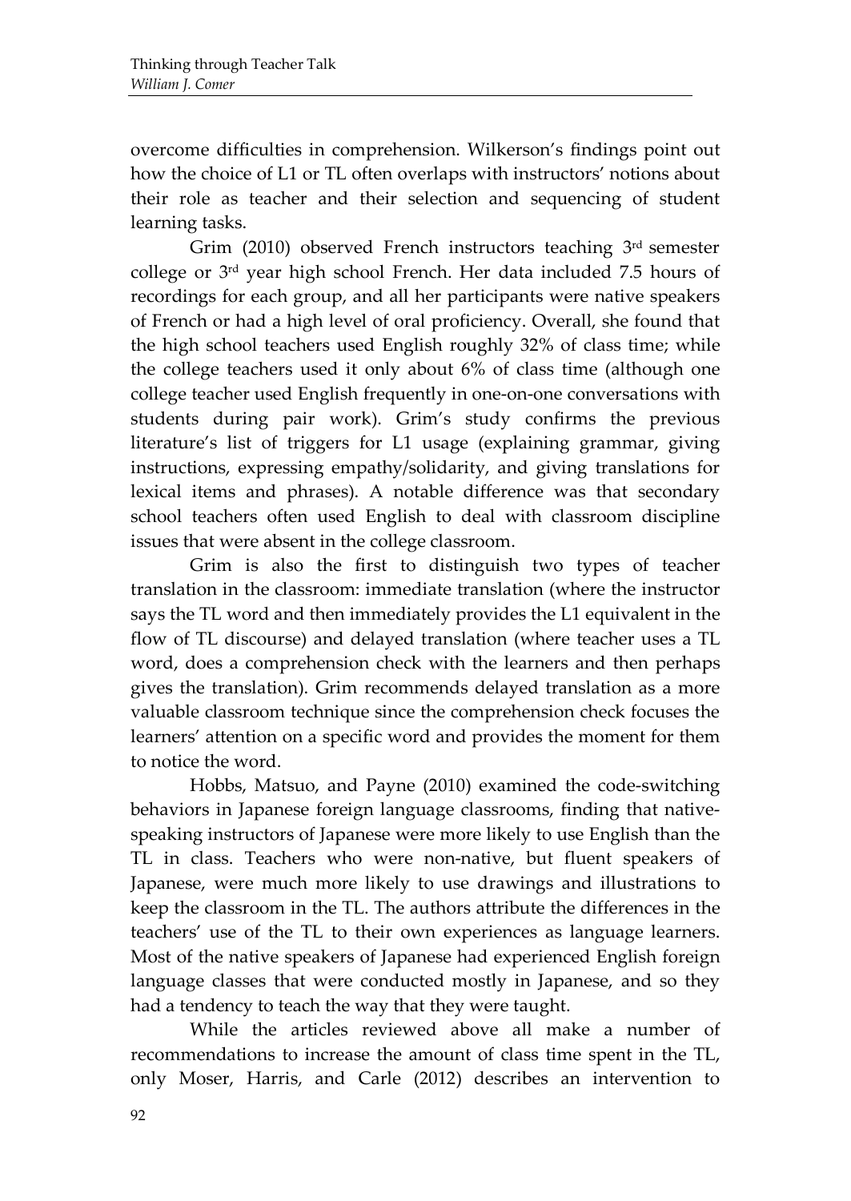overcome difficulties in comprehension. Wilkerson's findings point out how the choice of L1 or TL often overlaps with instructors' notions about their role as teacher and their selection and sequencing of student learning tasks.

Grim (2010) observed French instructors teaching 3rd semester college or 3rd year high school French. Her data included 7.5 hours of recordings for each group, and all her participants were native speakers of French or had a high level of oral proficiency. Overall, she found that the high school teachers used English roughly 32% of class time; while the college teachers used it only about 6% of class time (although one college teacher used English frequently in one-on-one conversations with students during pair work). Grim's study confirms the previous literature's list of triggers for L1 usage (explaining grammar, giving instructions, expressing empathy/solidarity, and giving translations for lexical items and phrases). A notable difference was that secondary school teachers often used English to deal with classroom discipline issues that were absent in the college classroom.

Grim is also the first to distinguish two types of teacher translation in the classroom: immediate translation (where the instructor says the TL word and then immediately provides the L1 equivalent in the flow of TL discourse) and delayed translation (where teacher uses a TL word, does a comprehension check with the learners and then perhaps gives the translation). Grim recommends delayed translation as a more valuable classroom technique since the comprehension check focuses the learners' attention on a specific word and provides the moment for them to notice the word.

Hobbs, Matsuo, and Payne (2010) examined the code-switching behaviors in Japanese foreign language classrooms, finding that native-speaking instructors of Japanese were more likely to use English than the TL in class. Teachers who were non-native, but fluent speakers of Japanese, were much more likely to use drawings and illustrations to keep the classroom in the TL. The authors attribute the differences in the teachers' use of the TL to their own experiences as language learners. Most of the native speakers of Japanese had experienced English foreign language classes that were conducted mostly in Japanese, and so they had a tendency to teach the way that they were taught.

While the articles reviewed above all make a number of recommendations to increase the amount of class time spent in the TL, only Moser, Harris, and Carle (2012) describes an intervention to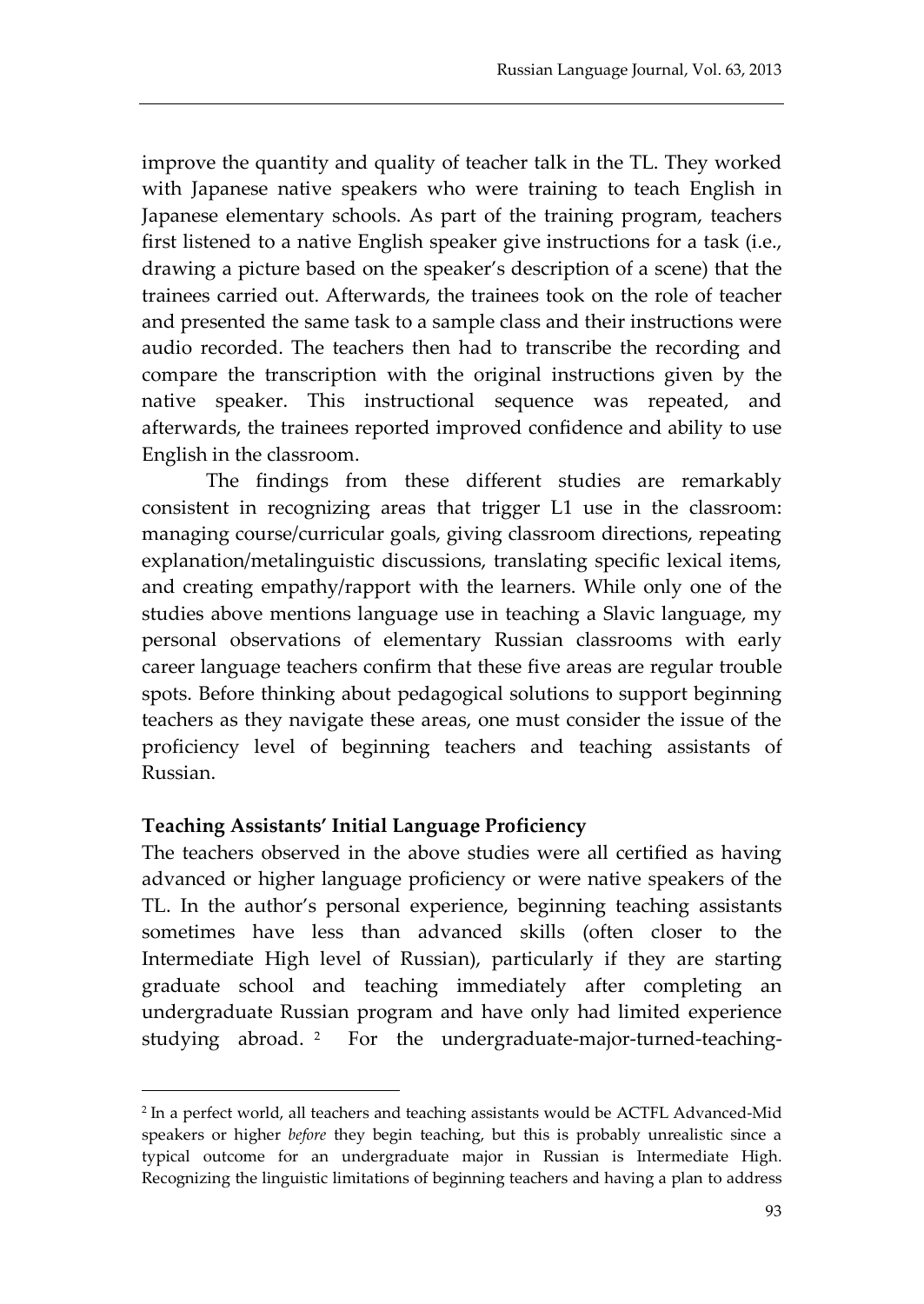improve the quantity and quality of teacher talk in the TL. They worked with Japanese native speakers who were training to teach English in Japanese elementary schools. As part of the training program, teachers first listened to a native English speaker give instructions for a task (i.e., drawing a picture based on the speaker's description of a scene) that the trainees carried out. Afterwards, the trainees took on the role of teacher and presented the same task to a sample class and their instructions were audio recorded. The teachers then had to transcribe the recording and compare the transcription with the original instructions given by the native speaker. This instructional sequence was repeated, and afterwards, the trainees reported improved confidence and ability to use English in the classroom.

The findings from these different studies are remarkably consistent in recognizing areas that trigger L1 use in the classroom: managing course/curricular goals, giving classroom directions, repeating explanation/metalinguistic discussions, translating specific lexical items, and creating empathy/rapport with the learners. While only one of the studies above mentions language use in teaching a Slavic language, my personal observations of elementary Russian classrooms with early career language teachers confirm that these five areas are regular trouble spots. Before thinking about pedagogical solutions to support beginning teachers as they navigate these areas, one must consider the issue of the proficiency level of beginning teachers and teaching assistants of Russian.

**Teaching Assistants' Initial Language Proficiency**

The teachers observed in the above studies were all certified as having advanced or higher language proficiency or were native speakers of the TL. In the author's personal experience, beginning teaching assistants sometimes have less than advanced skills (often closer to the Intermediate High level of Russian), particularly if they are starting graduate school and teaching immediately after completing an undergraduate Russian program and have only had limited experience studying abroad. [2] For the undergraduate-major-turned-teaching-

[2] In a perfect world, all teachers and teaching assistants would be ACTFL Advanced-Mid speakers or higher *before* they begin teaching, but this is probably unrealistic since a typical outcome for an undergraduate major in Russian is Intermediate High. Recognizing the linguistic limitations of beginning teachers and having a plan to address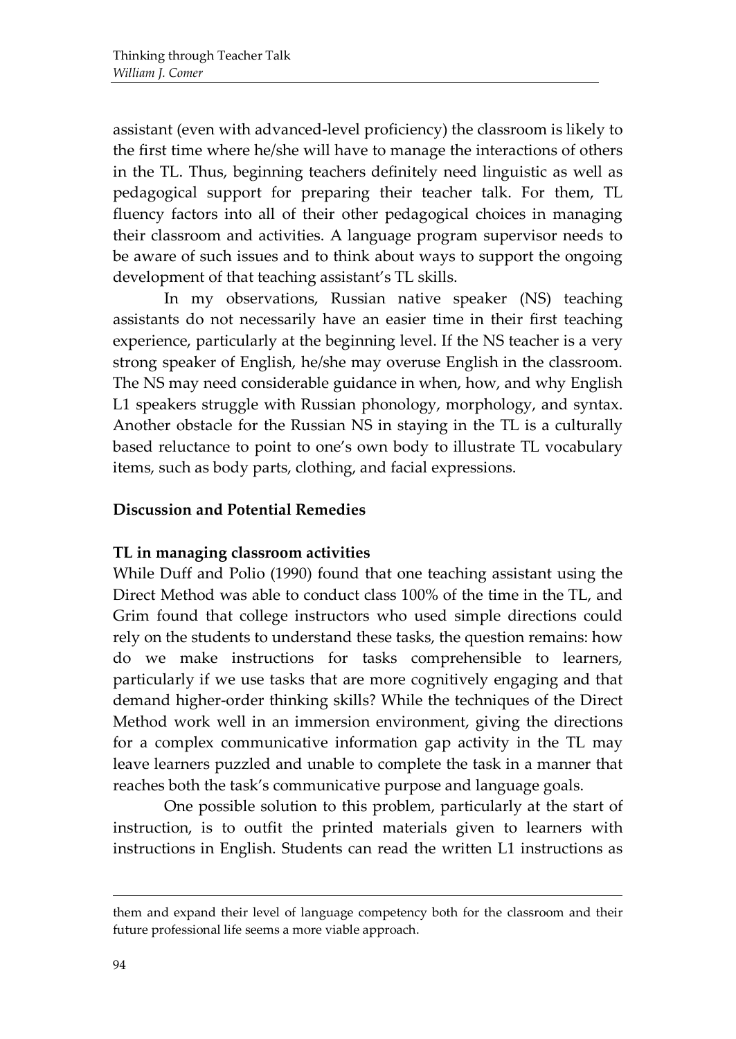assistant (even with advanced-level proficiency) the classroom is likely to the first time where he/she will have to manage the interactions of others in the TL. Thus, beginning teachers definitely need linguistic as well as pedagogical support for preparing their teacher talk. For them, TL fluency factors into all of their other pedagogical choices in managing their classroom and activities. A language program supervisor needs to be aware of such issues and to think about ways to support the ongoing development of that teaching assistant's TL skills.

In my observations, Russian native speaker (NS) teaching assistants do not necessarily have an easier time in their first teaching experience, particularly at the beginning level. If the NS teacher is a very strong speaker of English, he/she may overuse English in the classroom. The NS may need considerable guidance in when, how, and why English L1 speakers struggle with Russian phonology, morphology, and syntax. Another obstacle for the Russian NS in staying in the TL is a culturally based reluctance to point to one's own body to illustrate TL vocabulary items, such as body parts, clothing, and facial expressions.

## Discussion and Potential Remedies

### TL in managing classroom activities

While Duff and Polio (1990) found that one teaching assistant using the Direct Method was able to conduct class 100% of the time in the TL, and Grim found that college instructors who used simple directions could rely on the students to understand these tasks, the question remains: how do we make instructions for tasks comprehensible to learners, particularly if we use tasks that are more cognitively engaging and that demand higher-order thinking skills? While the techniques of the Direct Method work well in an immersion environment, giving the directions for a complex communicative information gap activity in the TL may leave learners puzzled and unable to complete the task in a manner that reaches both the task's communicative purpose and language goals.

One possible solution to this problem, particularly at the start of instruction, is to outfit the printed materials given to learners with instructions in English. Students can read the written L1 instructions as

---

them and expand their level of language competency both for the classroom and their future professional life seems a more viable approach.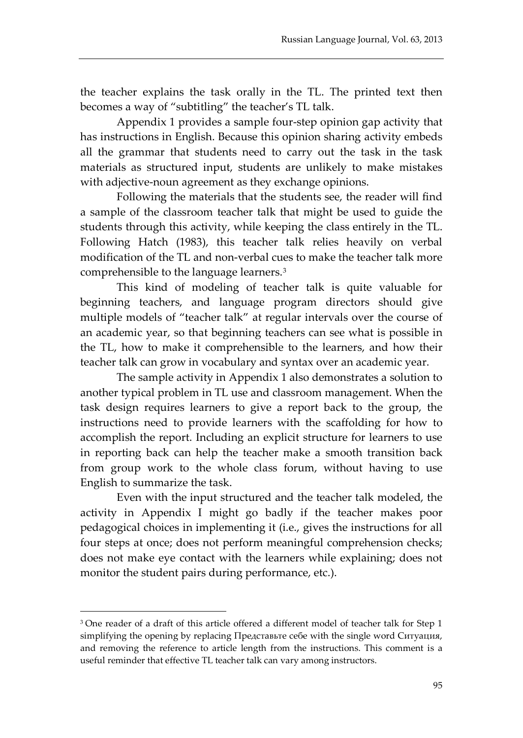the teacher explains the task orally in the TL. The printed text then becomes a way of "subtitling" the teacher's TL talk.

Appendix 1 provides a sample four-step opinion gap activity that has instructions in English. Because this opinion sharing activity embeds all the grammar that students need to carry out the task in the task materials as structured input, students are unlikely to make mistakes with adjective-noun agreement as they exchange opinions.

Following the materials that the students see, the reader will find a sample of the classroom teacher talk that might be used to guide the students through this activity, while keeping the class entirely in the TL. Following Hatch (1983), this teacher talk relies heavily on verbal modification of the TL and non-verbal cues to make the teacher talk more comprehensible to the language learners.[3]

This kind of modeling of teacher talk is quite valuable for beginning teachers, and language program directors should give multiple models of "teacher talk" at regular intervals over the course of an academic year, so that beginning teachers can see what is possible in the TL, how to make it comprehensible to the learners, and how their teacher talk can grow in vocabulary and syntax over an academic year.

The sample activity in Appendix 1 also demonstrates a solution to another typical problem in TL use and classroom management. When the task design requires learners to give a report back to the group, the instructions need to provide learners with the scaffolding for how to accomplish the report. Including an explicit structure for learners to use in reporting back can help the teacher make a smooth transition back from group work to the whole class forum, without having to use English to summarize the task.

Even with the input structured and the teacher talk modeled, the activity in Appendix I might go badly if the teacher makes poor pedagogical choices in implementing it (i.e., gives the instructions for all four steps at once; does not perform meaningful comprehension checks; does not make eye contact with the learners while explaining; does not monitor the student pairs during performance, etc.).

---

[3] One reader of a draft of this article offered a different model of teacher talk for Step 1 simplifying the opening by replacing Представьте себе with the single word Ситуация, and removing the reference to article length from the instructions. This comment is a useful reminder that effective TL teacher talk can vary among instructors.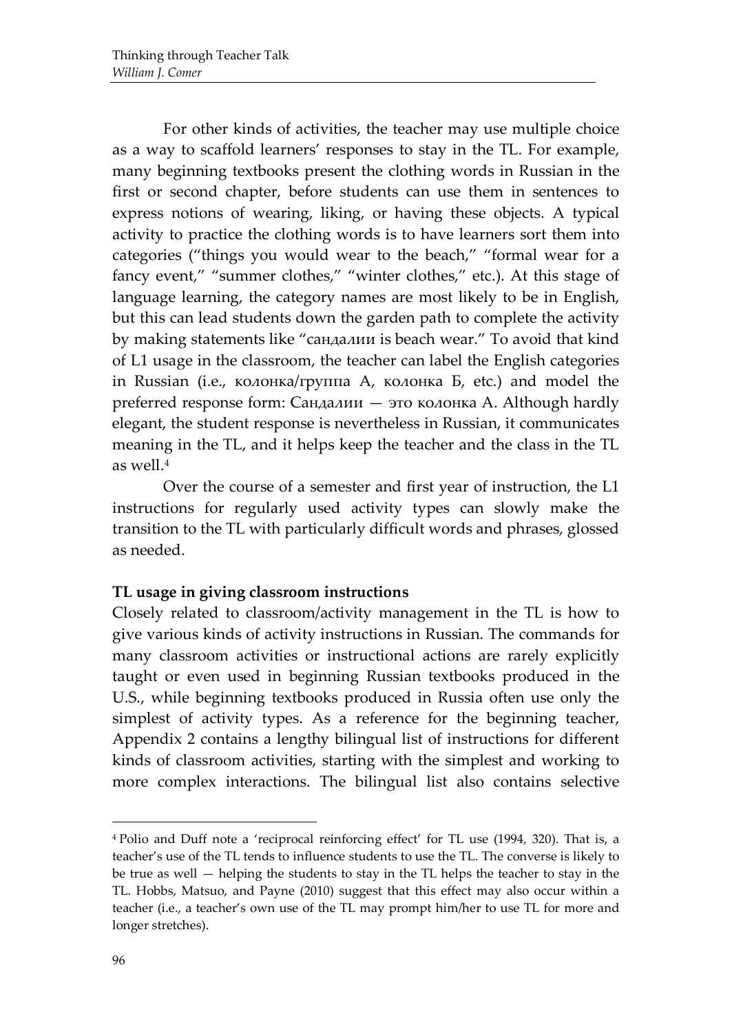For other kinds of activities, the teacher may use multiple choice as a way to scaffold learners' responses to stay in the TL. For example, many beginning textbooks present the clothing words in Russian in the first or second chapter, before students can use them in sentences to express notions of wearing, liking, or having these objects. A typical activity to practice the clothing words is to have learners sort them into categories ("things you would wear to the beach," "formal wear for a fancy event," "summer clothes," "winter clothes," etc.). At this stage of language learning, the category names are most likely to be in English, but this can lead students down the garden path to complete the activity by making statements like "сандалии is beach wear." To avoid that kind of L1 usage in the classroom, the teacher can label the English categories in Russian (i.e., колонка/группа А, колонка Б, etc.) and model the preferred response form: Сандалии — это колонка А. Although hardly elegant, the student response is nevertheless in Russian, it communicates meaning in the TL, and it helps keep the teacher and the class in the TL as well.[4]

Over the course of a semester and first year of instruction, the L1 instructions for regularly used activity types can slowly make the transition to the TL with particularly difficult words and phrases, glossed as needed.

**TL usage in giving classroom instructions**

Closely related to classroom/activity management in the TL is how to give various kinds of activity instructions in Russian. The commands for many classroom activities or instructional actions are rarely explicitly taught or even used in beginning Russian textbooks produced in the U.S., while beginning textbooks produced in Russia often use only the simplest of activity types. As a reference for the beginning teacher, Appendix 2 contains a lengthy bilingual list of instructions for different kinds of classroom activities, starting with the simplest and working to more complex interactions. The bilingual list also contains selective

---

[4] Polio and Duff note a 'reciprocal reinforcing effect' for TL use (1994, 320). That is, a teacher's use of the TL tends to influence students to use the TL. The converse is likely to be true as well — helping the students to stay in the TL helps the teacher to stay in the TL. Hobbs, Matsuo, and Payne (2010) suggest that this effect may also occur within a teacher (i.e., a teacher's own use of the TL may prompt him/her to use TL for more and longer stretches).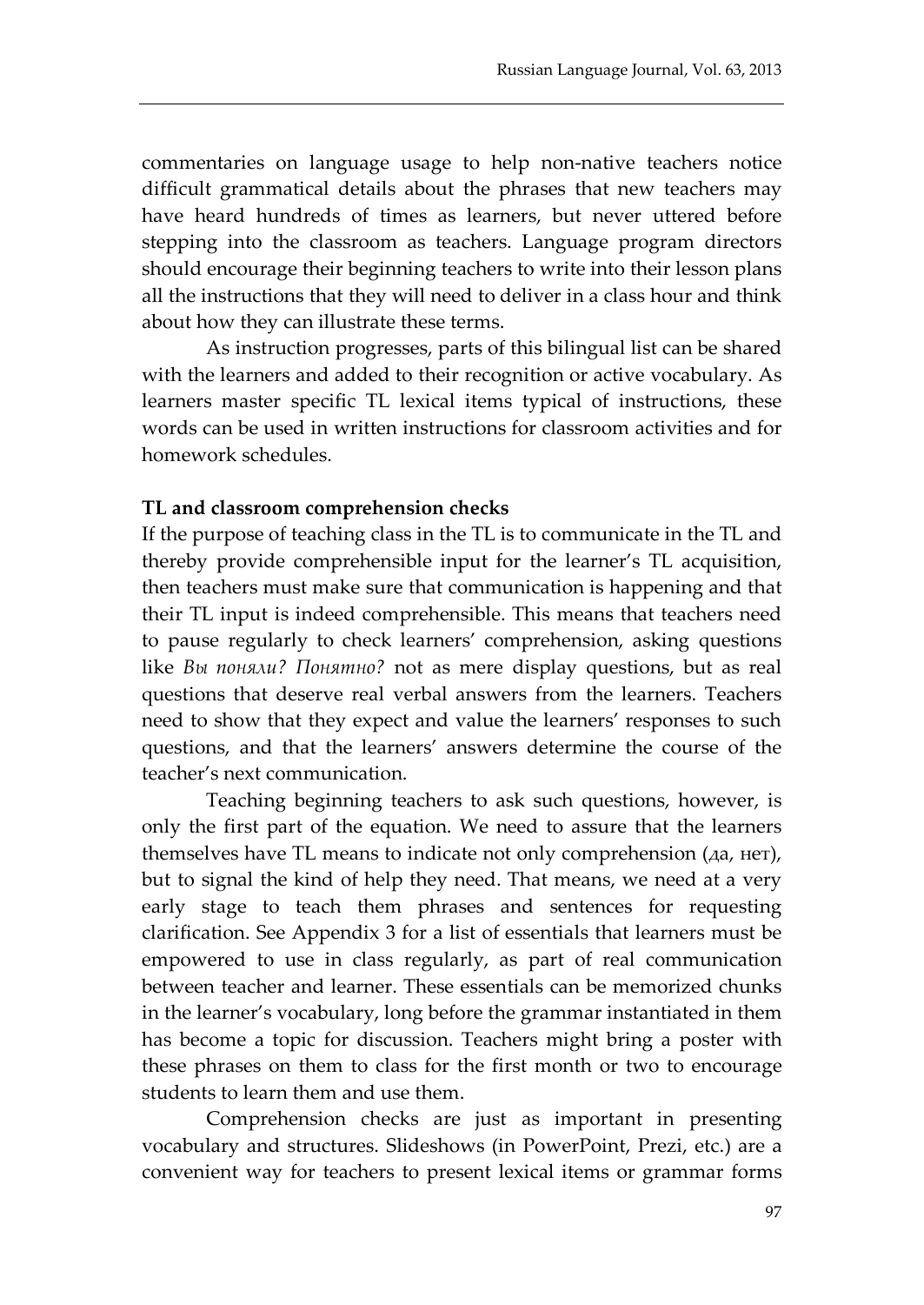commentaries on language usage to help non-native teachers notice difficult grammatical details about the phrases that new teachers may have heard hundreds of times as learners, but never uttered before stepping into the classroom as teachers. Language program directors should encourage their beginning teachers to write into their lesson plans all the instructions that they will need to deliver in a class hour and think about how they can illustrate these terms.

As instruction progresses, parts of this bilingual list can be shared with the learners and added to their recognition or active vocabulary. As learners master specific TL lexical items typical of instructions, these words can be used in written instructions for classroom activities and for homework schedules.

**TL and classroom comprehension checks**

If the purpose of teaching class in the TL is to communicate in the TL and thereby provide comprehensible input for the learner's TL acquisition, then teachers must make sure that communication is happening and that their TL input is indeed comprehensible. This means that teachers need to pause regularly to check learners' comprehension, asking questions like *Вы поняли? Понятно?* not as mere display questions, but as real questions that deserve real verbal answers from the learners. Teachers need to show that they expect and value the learners' responses to such questions, and that the learners' answers determine the course of the teacher's next communication.

Teaching beginning teachers to ask such questions, however, is only the first part of the equation. We need to assure that the learners themselves have TL means to indicate not only comprehension (да, нет), but to signal the kind of help they need. That means, we need at a very early stage to teach them phrases and sentences for requesting clarification. See Appendix 3 for a list of essentials that learners must be empowered to use in class regularly, as part of real communication between teacher and learner. These essentials can be memorized chunks in the learner's vocabulary, long before the grammar instantiated in them has become a topic for discussion. Teachers might bring a poster with these phrases on them to class for the first month or two to encourage students to learn them and use them.

Comprehension checks are just as important in presenting vocabulary and structures. Slideshows (in PowerPoint, Prezi, etc.) are a convenient way for teachers to present lexical items or grammar forms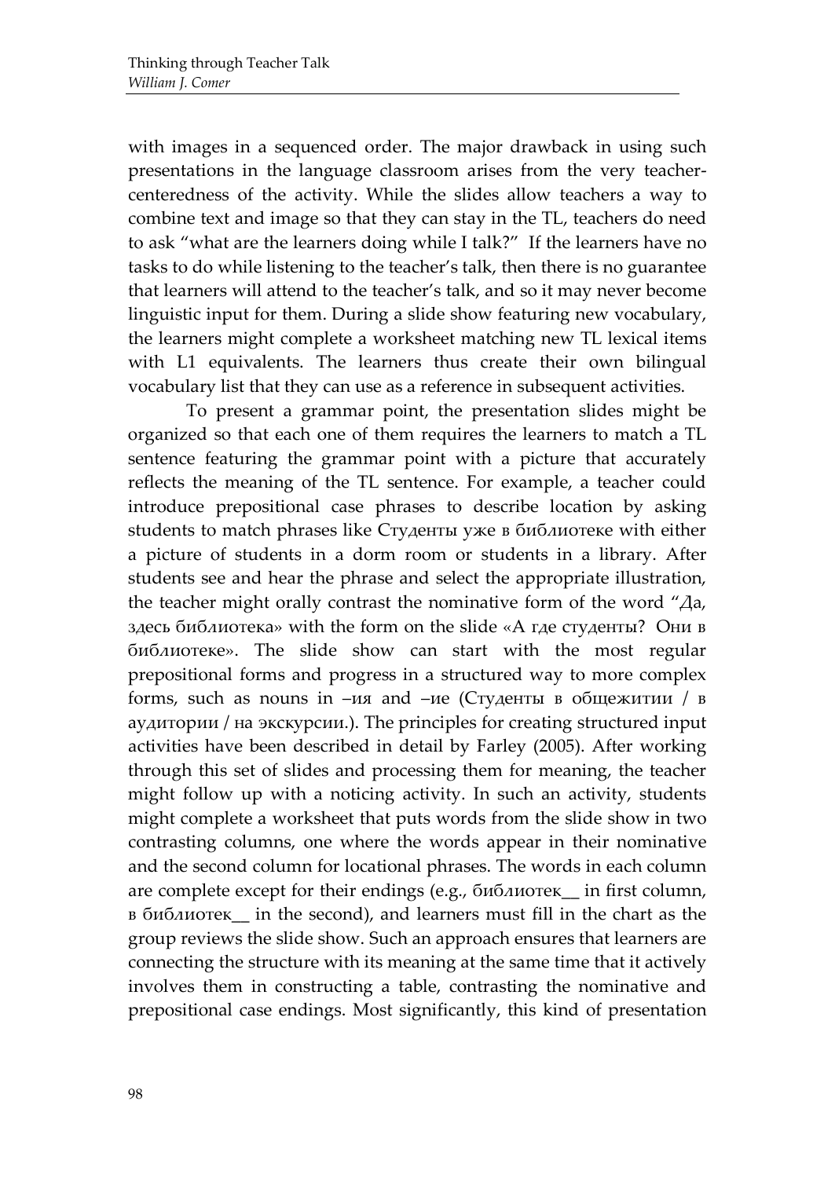with images in a sequenced order. The major drawback in using such presentations in the language classroom arises from the very teacher-centeredness of the activity. While the slides allow teachers a way to combine text and image so that they can stay in the TL, teachers do need to ask "what are the learners doing while I talk?" If the learners have no tasks to do while listening to the teacher's talk, then there is no guarantee that learners will attend to the teacher's talk, and so it may never become linguistic input for them. During a slide show featuring new vocabulary, the learners might complete a worksheet matching new TL lexical items with L1 equivalents. The learners thus create their own bilingual vocabulary list that they can use as a reference in subsequent activities.

To present a grammar point, the presentation slides might be organized so that each one of them requires the learners to match a TL sentence featuring the grammar point with a picture that accurately reflects the meaning of the TL sentence. For example, a teacher could introduce prepositional case phrases to describe location by asking students to match phrases like Студенты уже в библиотеке with either a picture of students in a dorm room or students in a library. After students see and hear the phrase and select the appropriate illustration, the teacher might orally contrast the nominative form of the word "Да, здесь библиотека» with the form on the slide «А где студенты? Они в библиотеке». The slide show can start with the most regular prepositional forms and progress in a structured way to more complex forms, such as nouns in –ия and –ие (Студенты в общежитии / в аудитории / на экскурсии.). The principles for creating structured input activities have been described in detail by Farley (2005). After working through this set of slides and processing them for meaning, the teacher might follow up with a noticing activity. In such an activity, students might complete a worksheet that puts words from the slide show in two contrasting columns, one where the words appear in their nominative and the second column for locational phrases. The words in each column are complete except for their endings (e.g., библиотек__ in first column, в библиотек__ in the second), and learners must fill in the chart as the group reviews the slide show. Such an approach ensures that learners are connecting the structure with its meaning at the same time that it actively involves them in constructing a table, contrasting the nominative and prepositional case endings. Most significantly, this kind of presentation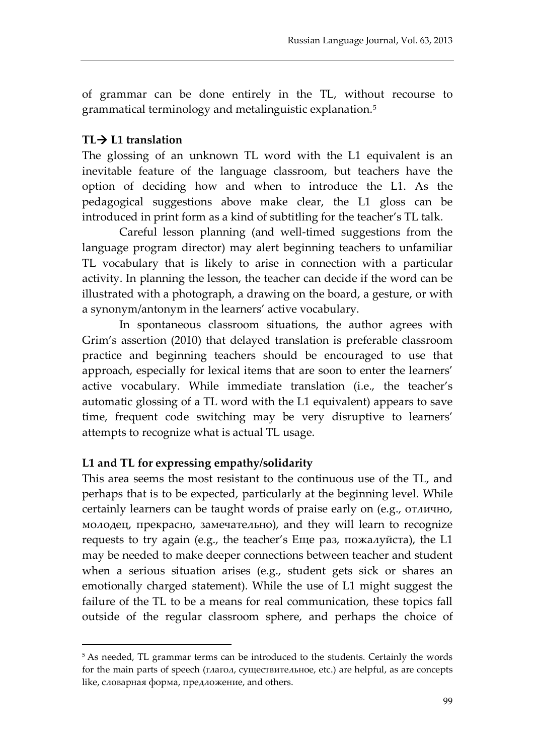of grammar can be done entirely in the TL, without recourse to grammatical terminology and metalinguistic explanation.[5]

**TL→ L1 translation**

The glossing of an unknown TL word with the L1 equivalent is an inevitable feature of the language classroom, but teachers have the option of deciding how and when to introduce the L1. As the pedagogical suggestions above make clear, the L1 gloss can be introduced in print form as a kind of subtitling for the teacher's TL talk.

Careful lesson planning (and well-timed suggestions from the language program director) may alert beginning teachers to unfamiliar TL vocabulary that is likely to arise in connection with a particular activity. In planning the lesson, the teacher can decide if the word can be illustrated with a photograph, a drawing on the board, a gesture, or with a synonym/antonym in the learners' active vocabulary.

In spontaneous classroom situations, the author agrees with Grim's assertion (2010) that delayed translation is preferable classroom practice and beginning teachers should be encouraged to use that approach, especially for lexical items that are soon to enter the learners' active vocabulary. While immediate translation (i.e., the teacher's automatic glossing of a TL word with the L1 equivalent) appears to save time, frequent code switching may be very disruptive to learners' attempts to recognize what is actual TL usage.

**L1 and TL for expressing empathy/solidarity**

This area seems the most resistant to the continuous use of the TL, and perhaps that is to be expected, particularly at the beginning level. While certainly learners can be taught words of praise early on (e.g., отлично, молодец, прекрасно, замечательно), and they will learn to recognize requests to try again (e.g., the teacher's Еще раз, пожалуйста), the L1 may be needed to make deeper connections between teacher and student when a serious situation arises (e.g., student gets sick or shares an emotionally charged statement). While the use of L1 might suggest the failure of the TL to be a means for real communication, these topics fall outside of the regular classroom sphere, and perhaps the choice of

---

[5] As needed, TL grammar terms can be introduced to the students. Certainly the words for the main parts of speech (глагол, существительное, etc.) are helpful, as are concepts like, словарная форма, предложение, and others.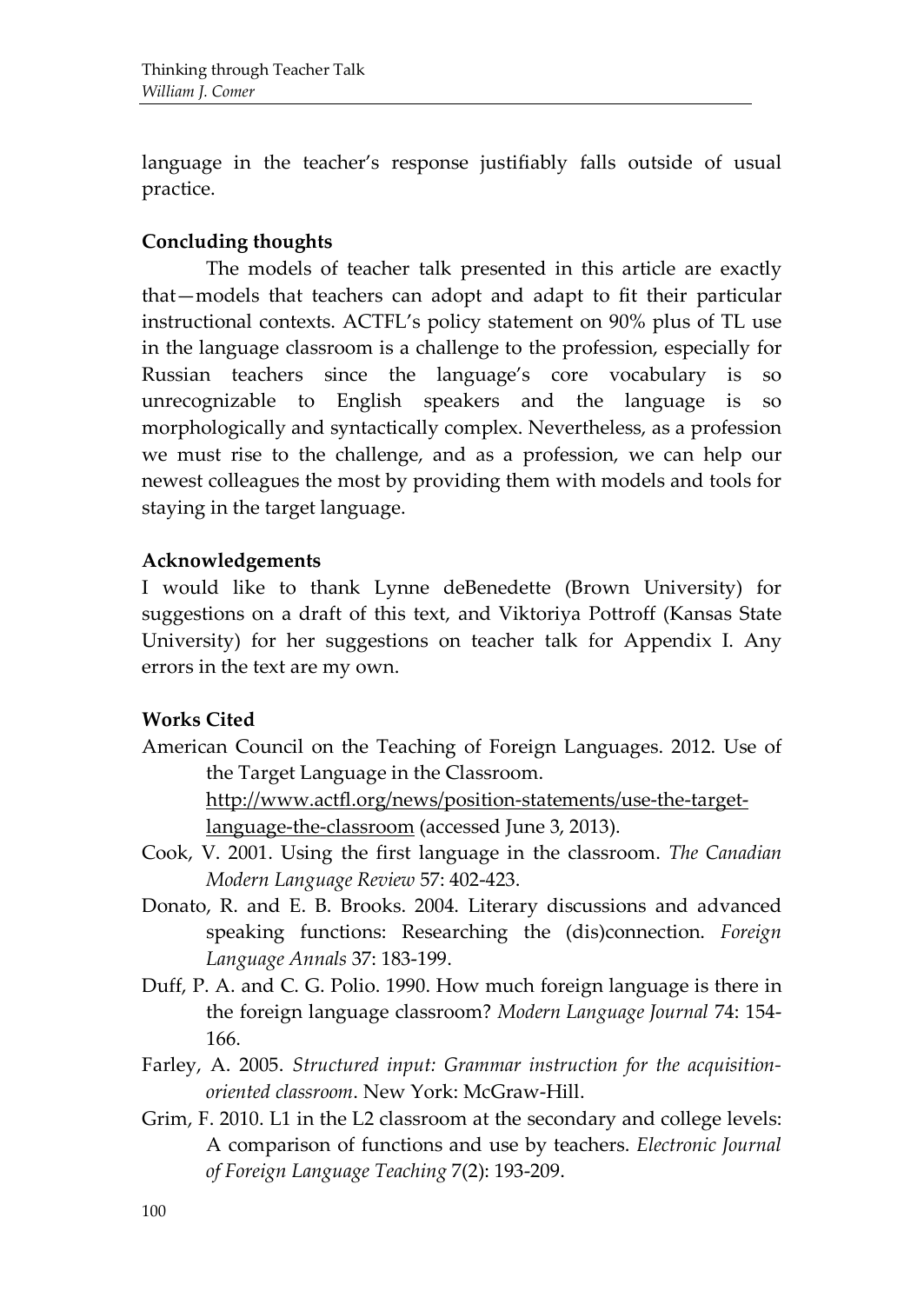language in the teacher's response justifiably falls outside of usual practice.

## Concluding thoughts

The models of teacher talk presented in this article are exactly that—models that teachers can adopt and adapt to fit their particular instructional contexts. ACTFL's policy statement on 90% plus of TL use in the language classroom is a challenge to the profession, especially for Russian teachers since the language's core vocabulary is so unrecognizable to English speakers and the language is so morphologically and syntactically complex. Nevertheless, as a profession we must rise to the challenge, and as a profession, we can help our newest colleagues the most by providing them with models and tools for staying in the target language.

## Acknowledgements

I would like to thank Lynne deBenedette (Brown University) for suggestions on a draft of this text, and Viktoriya Pottroff (Kansas State University) for her suggestions on teacher talk for Appendix I. Any errors in the text are my own.

## Works Cited

American Council on the Teaching of Foreign Languages. 2012. Use of the Target Language in the Classroom. http://www.actfl.org/news/position-statements/use-the-target-language-the-classroom (accessed June 3, 2013).

Cook, V. 2001. Using the first language in the classroom. *The Canadian Modern Language Review* 57: 402-423.

Donato, R. and E. B. Brooks. 2004. Literary discussions and advanced speaking functions: Researching the (dis)connection. *Foreign Language Annals* 37: 183-199.

Duff, P. A. and C. G. Polio. 1990. How much foreign language is there in the foreign language classroom? *Modern Language Journal* 74: 154-166.

Farley, A. 2005. *Structured input: Grammar instruction for the acquisition-oriented classroom*. New York: McGraw-Hill.

Grim, F. 2010. L1 in the L2 classroom at the secondary and college levels: A comparison of functions and use by teachers. *Electronic Journal of Foreign Language Teaching* 7(2): 193-209.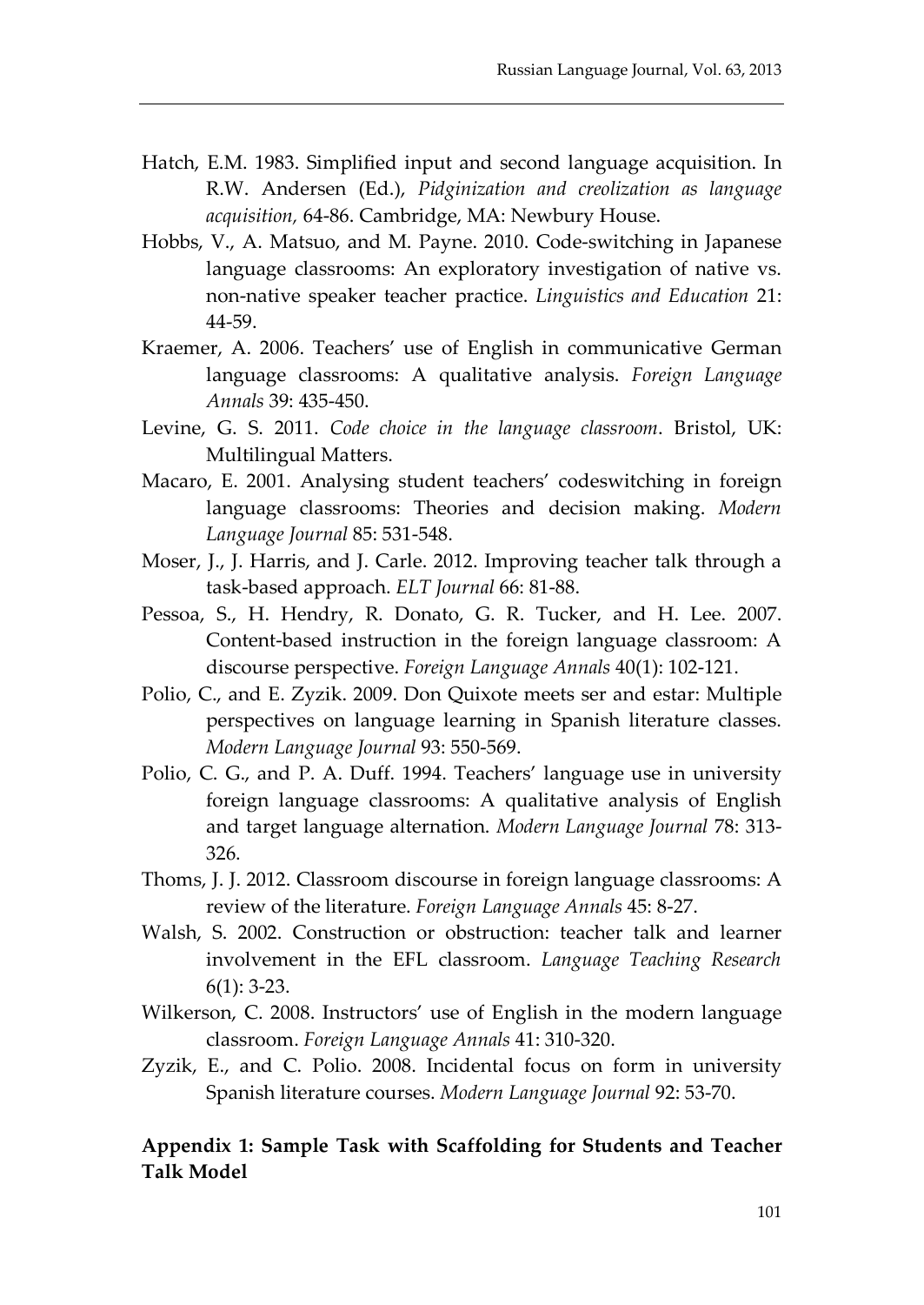Hatch, E.M. 1983. Simplified input and second language acquisition. In R.W. Andersen (Ed.), *Pidginization and creolization as language acquisition*, 64-86. Cambridge, MA: Newbury House.

Hobbs, V., A. Matsuo, and M. Payne. 2010. Code-switching in Japanese language classrooms: An exploratory investigation of native vs. non-native speaker teacher practice. *Linguistics and Education* 21: 44-59.

Kraemer, A. 2006. Teachers' use of English in communicative German language classrooms: A qualitative analysis. *Foreign Language Annals* 39: 435-450.

Levine, G. S. 2011. *Code choice in the language classroom*. Bristol, UK: Multilingual Matters.

Macaro, E. 2001. Analysing student teachers' codeswitching in foreign language classrooms: Theories and decision making. *Modern Language Journal* 85: 531-548.

Moser, J., J. Harris, and J. Carle. 2012. Improving teacher talk through a task-based approach. *ELT Journal* 66: 81-88.

Pessoa, S., H. Hendry, R. Donato, G. R. Tucker, and H. Lee. 2007. Content-based instruction in the foreign language classroom: A discourse perspective. *Foreign Language Annals* 40(1): 102-121.

Polio, C., and E. Zyzik. 2009. Don Quixote meets ser and estar: Multiple perspectives on language learning in Spanish literature classes. *Modern Language Journal* 93: 550-569.

Polio, C. G., and P. A. Duff. 1994. Teachers' language use in university foreign language classrooms: A qualitative analysis of English and target language alternation. *Modern Language Journal* 78: 313-326.

Thoms, J. J. 2012. Classroom discourse in foreign language classrooms: A review of the literature. *Foreign Language Annals* 45: 8-27.

Walsh, S. 2002. Construction or obstruction: teacher talk and learner involvement in the EFL classroom. *Language Teaching Research* 6(1): 3-23.

Wilkerson, C. 2008. Instructors' use of English in the modern language classroom. *Foreign Language Annals* 41: 310-320.

Zyzik, E., and C. Polio. 2008. Incidental focus on form in university Spanish literature courses. *Modern Language Journal* 92: 53-70.

## Appendix 1: Sample Task with Scaffolding for Students and Teacher Talk Model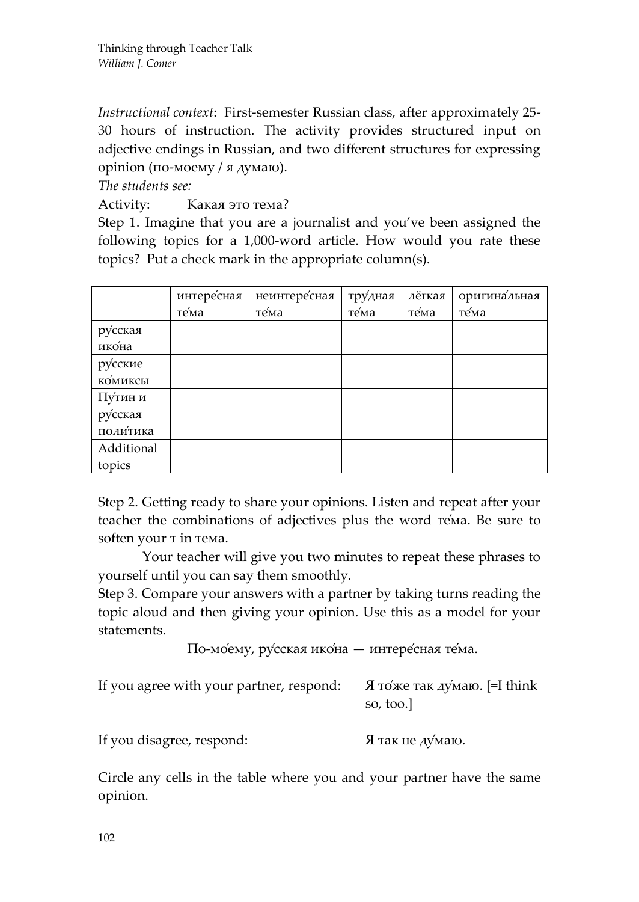*Instructional context*: First-semester Russian class, after approximately 25-30 hours of instruction. The activity provides structured input on adjective endings in Russian, and two different structures for expressing opinion (по-моему / я думаю).

*The students see:*

Activity: Какая это тема?

Step 1. Imagine that you are a journalist and you've been assigned the following topics for a 1,000-word article. How would you rate these topics? Put a check mark in the appropriate column(s).

| | интере́сная те́ма | неинтере́сная те́ма | тру́дная те́ма | лёгкая те́ма | оригина́льная те́ма |
|---|---|---|---|---|---|
| ру́сская ико́на | | | | | |
| ру́сские ко́миксы | | | | | |
| Пу́тин и ру́сская поли́тика | | | | | |
| Additional topics | | | | | |

Step 2. Getting ready to share your opinions. Listen and repeat after your teacher the combinations of adjectives plus the word те́ма. Be sure to soften your т in тема.

Your teacher will give you two minutes to repeat these phrases to yourself until you can say them smoothly.

Step 3. Compare your answers with a partner by taking turns reading the topic aloud and then giving your opinion. Use this as a model for your statements.

По-мо́ему, ру́сская ико́на — интере́сная те́ма.

If you agree with your partner, respond: Я то́же так ду́маю. [=I think so, too.]

If you disagree, respond: Я так не ду́маю.

Circle any cells in the table where you and your partner have the same opinion.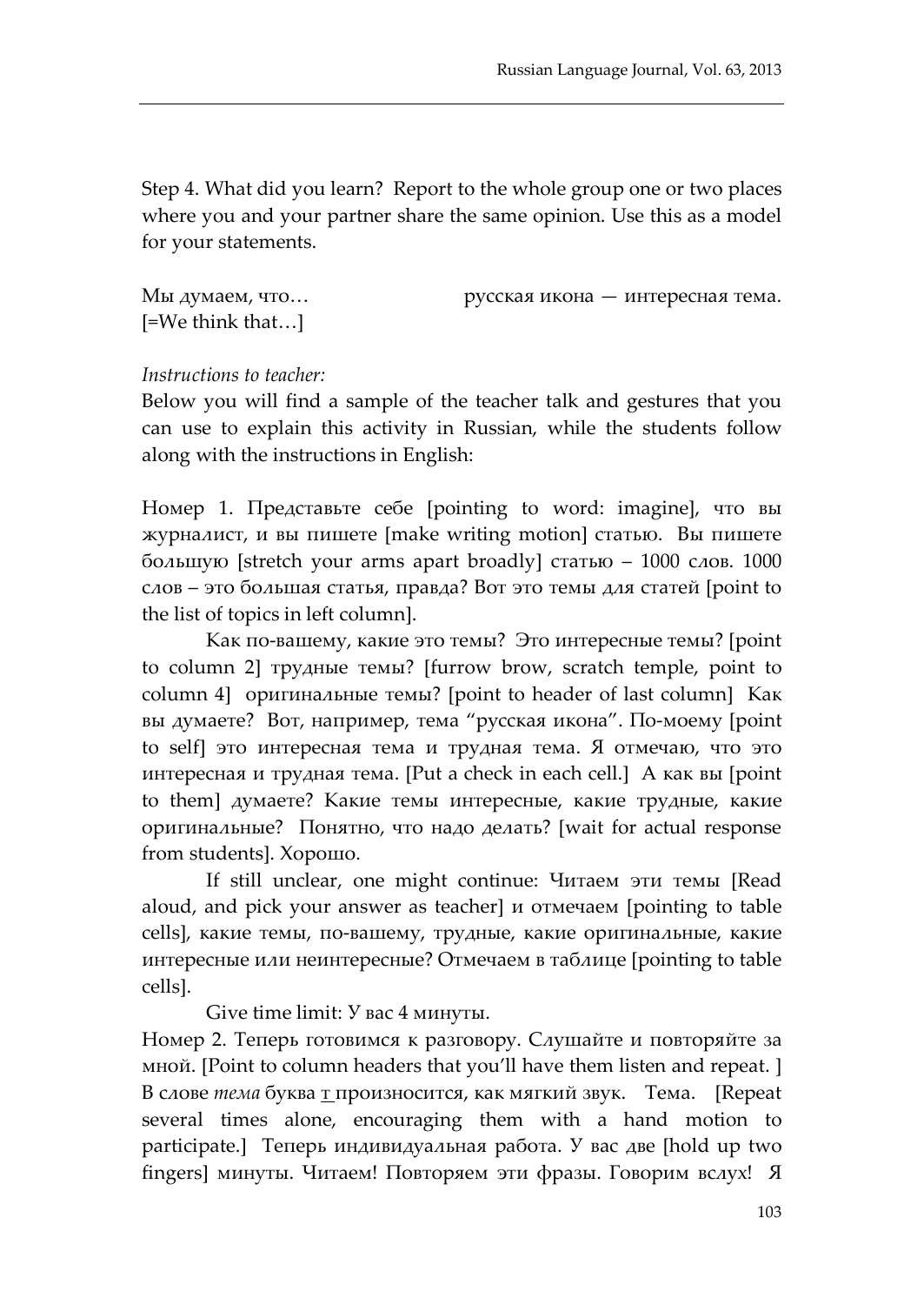Step 4. What did you learn? Report to the whole group one or two places where you and your partner share the same opinion. Use this as a model for your statements.

Мы думаем, что… [=We think that…]　　　　русская икона — интересная тема.

*Instructions to teacher:*

Below you will find a sample of the teacher talk and gestures that you can use to explain this activity in Russian, while the students follow along with the instructions in English:

Номер 1. Представьте себе [pointing to word: imagine], что вы журналист, и вы пишете [make writing motion] статью. Вы пишете большую [stretch your arms apart broadly] статью – 1000 слов. 1000 слов – это большая статья, правда? Вот это темы для статей [point to the list of topics in left column].

Как по-вашему, какие это темы? Это интересные темы? [point to column 2] трудные темы? [furrow brow, scratch temple, point to column 4] оригинальные темы? [point to header of last column] Как вы думаете? Вот, например, тема "русская икона". По-моему [point to self] это интересная тема и трудная тема. Я отмечаю, что это интересная и трудная тема. [Put a check in each cell.] А как вы [point to them] думаете? Какие темы интересные, какие трудные, какие оригинальные? Понятно, что надо делать? [wait for actual response from students]. Хорошо.

If still unclear, one might continue: Читаем эти темы [Read aloud, and pick your answer as teacher] и отмечаем [pointing to table cells], какие темы, по-вашему, трудные, какие оригинальные, какие интересные или неинтересные? Отмечаем в таблице [pointing to table cells].

Give time limit: У вас 4 минуты.

Номер 2. Теперь готовимся к разговору. Слушайте и повторяйте за мной. [Point to column headers that you'll have them listen and repeat. ] В слове *тема* буква т произносится, как мягкий звук. Тема. [Repeat several times alone, encouraging them with a hand motion to participate.] Теперь индивидуальная работа. У вас две [hold up two fingers] минуты. Читаем! Повторяем эти фразы. Говорим вслух! Я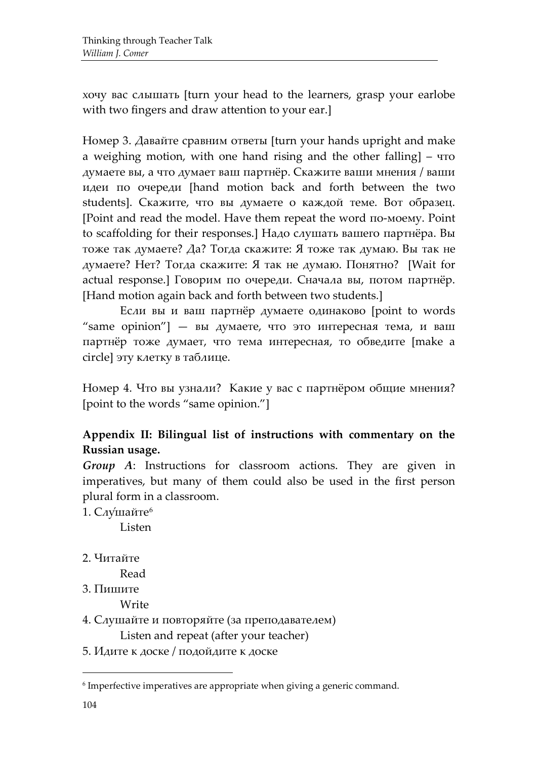хочу вас слышать [turn your head to the learners, grasp your earlobe with two fingers and draw attention to your ear.]

Номер 3. Давайте сравним ответы [turn your hands upright and make a weighing motion, with one hand rising and the other falling] – что думаете вы, а что думает ваш партнёр. Скажите ваши мнения / ваши идеи по очереди [hand motion back and forth between the two students]. Скажите, что вы думаете о каждой теме. Вот образец. [Point and read the model. Have them repeat the word по-моему. Point to scaffolding for their responses.] Надо слушать вашего партнёра. Вы тоже так думаете? Да? Тогда скажите: Я тоже так думаю. Вы так не думаете? Нет? Тогда скажите: Я так не думаю. Понятно? [Wait for actual response.] Говорим по очереди. Сначала вы, потом партнёр. [Hand motion again back and forth between two students.]

Если вы и ваш партнёр думаете одинаково [point to words "same opinion"] — вы думаете, что это интересная тема, и ваш партнёр тоже думает, что тема интересная, то обведите [make a circle] эту клетку в таблице.

Номер 4. Что вы узнали? Какие у вас с партнёром общие мнения? [point to the words "same opinion."]

**Appendix II: Bilingual list of instructions with commentary on the Russian usage.**

***Group A***: Instructions for classroom actions. They are given in imperatives, but many of them could also be used in the first person plural form in a classroom.

1. Слу́шайте[6]
   Listen

2. Читайте
   Read

3. Пишите
   Write

4. Слушайте и повторяйте (за преподавателем)
   Listen and repeat (after your teacher)

5. Идите к доске / подойдите к доске

[6] Imperfective imperatives are appropriate when giving a generic command.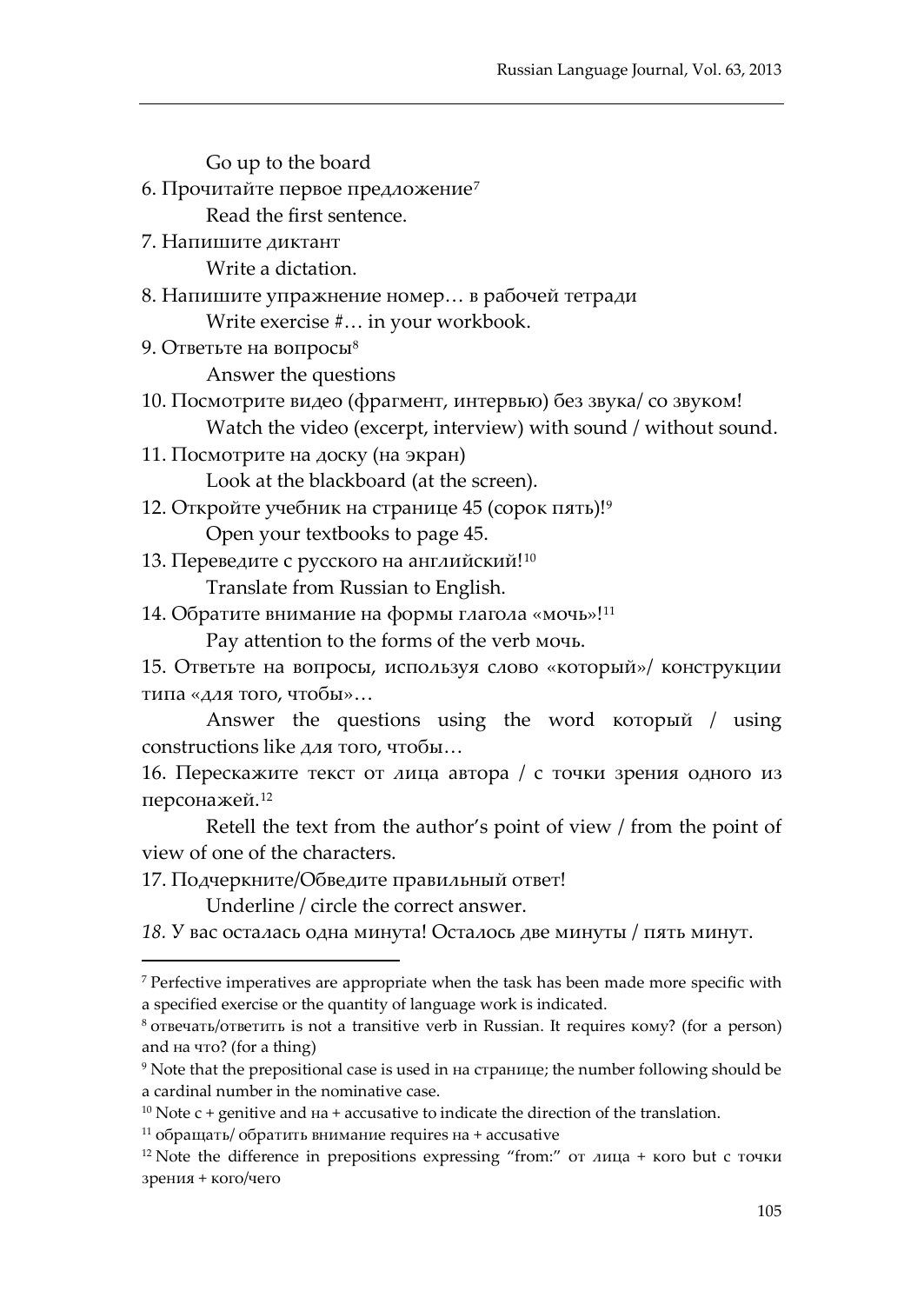Go up to the board

6. Прочитайте первое предложение[7]

    Read the first sentence.

7. Напишите диктант

    Write a dictation.

8. Напишите упражнение номер… в рабочей тетради

    Write exercise #… in your workbook.

9. Ответьте на вопросы[8]

    Answer the questions

10. Посмотрите видео (фрагмент, интервью) без звука/ со звуком!

    Watch the video (excerpt, interview) with sound / without sound.

11. Посмотрите на доску (на экран)

    Look at the blackboard (at the screen).

12. Откройте учебник на странице 45 (сорок пять)![9]

    Open your textbooks to page 45.

13. Переведите с русского на английский![10]

    Translate from Russian to English.

14. Обратите внимание на формы глагола «мочь»![11]

    Pay attention to the forms of the verb мочь.

15. Ответьте на вопросы, используя слово «который»/ конструкции типа «для того, чтобы»…

    Answer the questions using the word который / using constructions like для того, чтобы…

16. Перескажите текст от лица автора / с точки зрения одного из персонажей.[12]

    Retell the text from the author's point of view / from the point of view of one of the characters.

17. Подчеркните/Обведите правильный ответ!

    Underline / circle the correct answer.

*18.* У вас осталась одна минута! Осталось две минуты / пять минут.

---

[7] Perfective imperatives are appropriate when the task has been made more specific with a specified exercise or the quantity of language work is indicated.

[8] отвечать/ответить is not a transitive verb in Russian. It requires кому? (for a person) and на что? (for a thing)

[9] Note that the prepositional case is used in на странице; the number following should be a cardinal number in the nominative case.

[10] Note с + genitive and на + accusative to indicate the direction of the translation.

[11] обращать/ обратить внимание requires на + accusative

[12] Note the difference in prepositions expressing "from:" от лица + кого but с точки зрения + кого/чего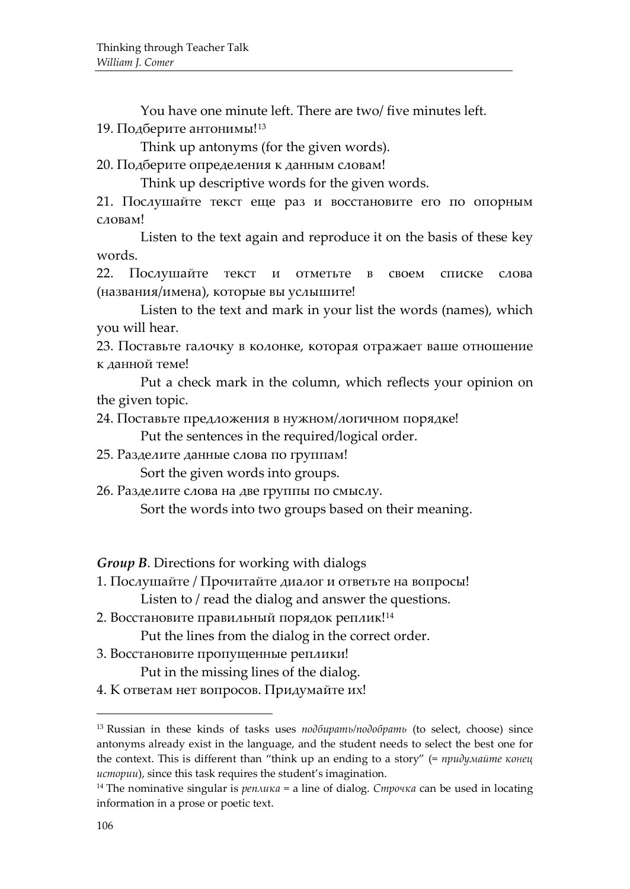You have one minute left. There are two/ five minutes left.

19. Подберите антонимы![13]

Think up antonyms (for the given words).

20. Подберите определения к данным словам!

Think up descriptive words for the given words.

21. Послушайте текст еще раз и восстановите его по опорным словам!

Listen to the text again and reproduce it on the basis of these key words.

22. Послушайте текст и отметьте в своем списке слова (названия/имена), которые вы услышите!

Listen to the text and mark in your list the words (names), which you will hear.

23. Поставьте галочку в колонке, которая отражает ваше отношение к данной теме!

Put a check mark in the column, which reflects your opinion on the given topic.

24. Поставьте предложения в нужном/логичном порядке!

Put the sentences in the required/logical order.

25. Разделите данные слова по группам!

Sort the given words into groups.

26. Разделите слова на две группы по смыслу.

Sort the words into two groups based on their meaning.

***Group B***. Directions for working with dialogs

1. Послушайте / Прочитайте диалог и ответьте на вопросы!

Listen to / read the dialog and answer the questions.

2. Восстановите правильный порядок реплик![14]

Put the lines from the dialog in the correct order.

3. Восстановите пропущенные реплики!

Put in the missing lines of the dialog.

4. К ответам нет вопросов. Придумайте их!

---

[13] Russian in these kinds of tasks uses *подбирать/подобрать* (to select, choose) since antonyms already exist in the language, and the student needs to select the best one for the context. This is different than "think up an ending to a story" (= *придумайте конец истории*), since this task requires the student's imagination.

[14] The nominative singular is *реплика* = a line of dialog. *Строчка* can be used in locating information in a prose or poetic text.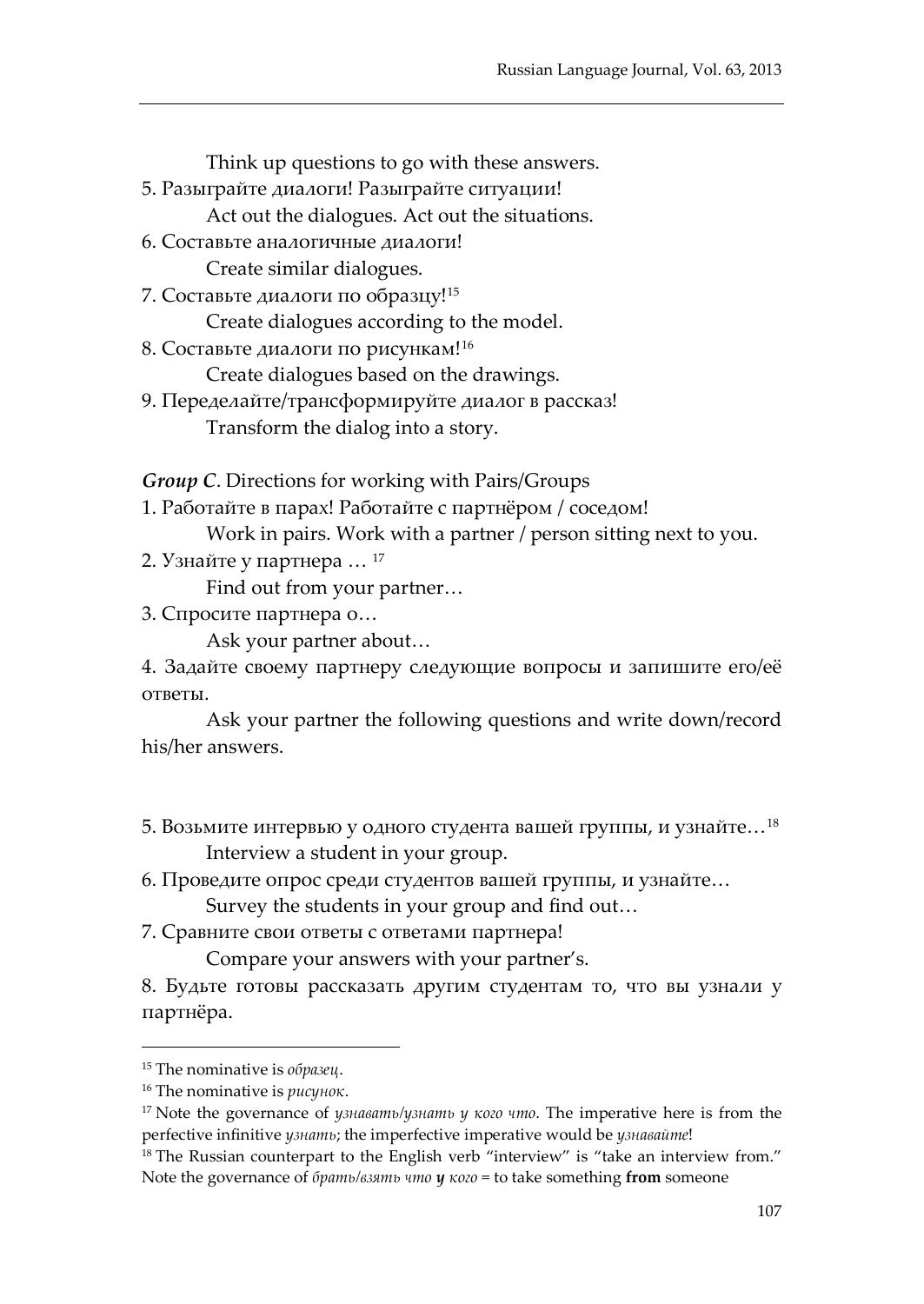Think up questions to go with these answers.

5. Разыграйте диалоги! Разыграйте ситуации!
 Act out the dialogues. Act out the situations.
6. Составьте аналогичные диалоги!
 Create similar dialogues.
7. Составьте диалоги по образцу![15]
 Create dialogues according to the model.
8. Составьте диалоги по рисункам![16]
 Create dialogues based on the drawings.
9. Переделайте/трансформируйте диалог в рассказ!
 Transform the dialog into a story.

***Group C***. Directions for working with Pairs/Groups

1. Работайте в парах! Работайте с партнёром / соседом!
 Work in pairs. Work with a partner / person sitting next to you.
2. Узнайте у партнера … [17]
 Find out from your partner…
3. Спросите партнера о…
 Ask your partner about…
4. Задайте своему партнеру следующие вопросы и запишите его/её ответы.
 Ask your partner the following questions and write down/record his/her answers.

5. Возьмите интервью у одного студента вашей группы, и узнайте…[18]
 Interview a student in your group.
6. Проведите опрос среди студентов вашей группы, и узнайте…
 Survey the students in your group and find out…
7. Сравните свои ответы с ответами партнера!
 Compare your answers with your partner's.
8. Будьте готовы рассказать другим студентам то, что вы узнали у партнёра.

---

[15] The nominative is *образец*.

[16] The nominative is *рисунок*.

[17] Note the governance of *узнавать/узнать у кого что*. The imperative here is from the perfective infinitive *узнать*; the imperfective imperative would be *узнавайте*!

[18] The Russian counterpart to the English verb "interview" is "take an interview from." Note the governance of *брать/взять что **у** кого* = to take something **from** someone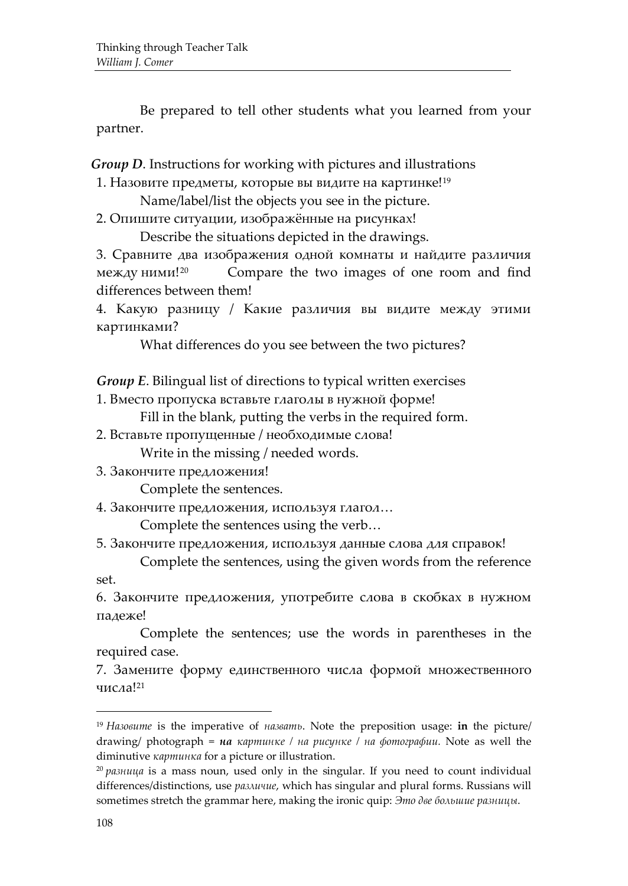Be prepared to tell other students what you learned from your partner.

***Group D***. Instructions for working with pictures and illustrations

1. Назовите предметы, которые вы видите на картинке![19]
   
   Name/label/list the objects you see in the picture.

2. Опишите ситуации, изображённые на рисунках!
   
   Describe the situations depicted in the drawings.

3. Сравните два изображения одной комнаты и найдите различия между ними![20] Compare the two images of one room and find differences between them!

4. Какую разницу / Какие различия вы видите между этими картинками?
   
   What differences do you see between the two pictures?

***Group E***. Bilingual list of directions to typical written exercises

1. Вместо пропуска вставьте глаголы в нужной форме!
   
   Fill in the blank, putting the verbs in the required form.

2. Вставьте пропущенные / необходимые слова!
   
   Write in the missing / needed words.

3. Закончите предложения!
   
   Complete the sentences.

4. Закончите предложения, используя глагол…
   
   Complete the sentences using the verb…

5. Закончите предложения, используя данные слова для справок!
   
   Complete the sentences, using the given words from the reference set.

6. Закончите предложения, употребите слова в скобках в нужном падеже!
   
   Complete the sentences; use the words in parentheses in the required case.

7. Замените форму единственного числа формой множественного числа![21]

---

[19] *Назовите* is the imperative of *назвать*. Note the preposition usage: **in** the picture/ drawing/ photograph = ***на*** *картинке* / *на рисунке* / *на фотографии*. Note as well the diminutive *картинка* for a picture or illustration.

[20] *разница* is a mass noun, used only in the singular. If you need to count individual differences/distinctions, use *различие*, which has singular and plural forms. Russians will sometimes stretch the grammar here, making the ironic quip: *Это две большие разницы*.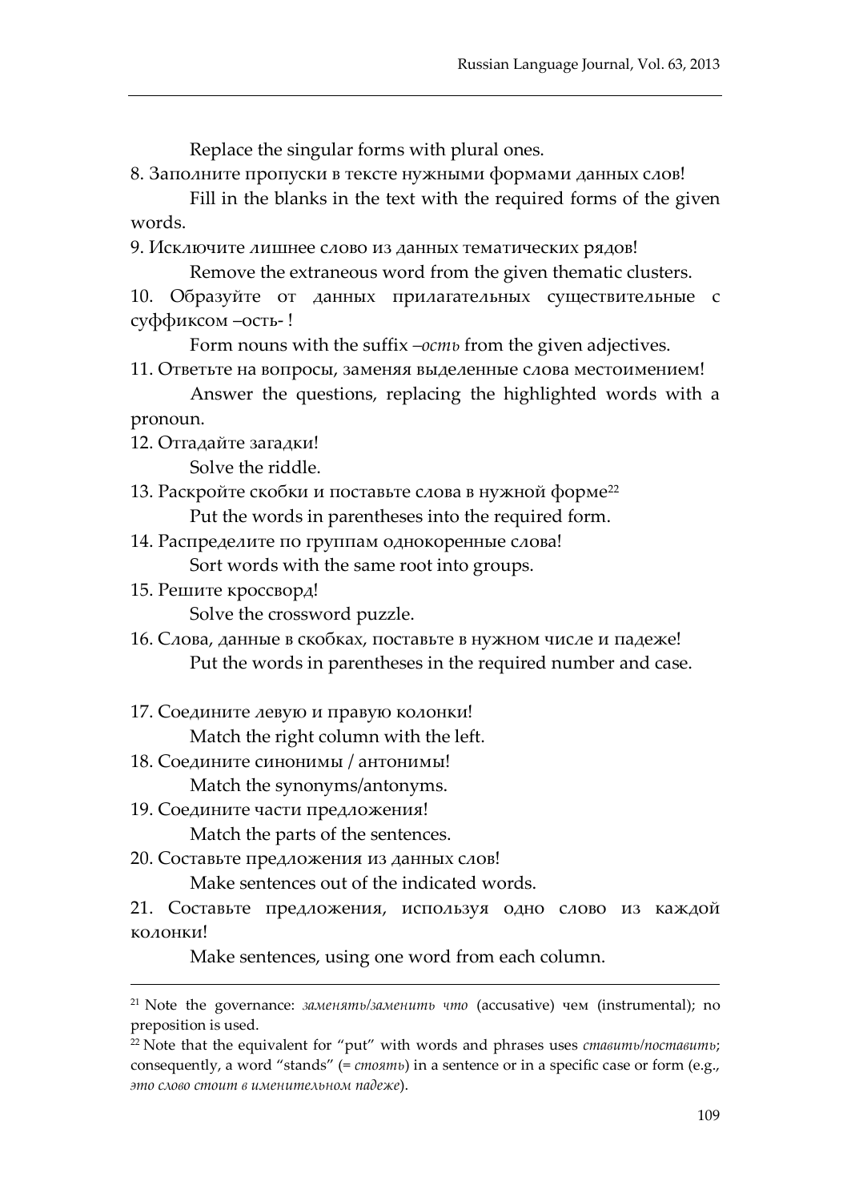Replace the singular forms with plural ones.

8. Заполните пропуски в тексте нужными формами данных слов!

Fill in the blanks in the text with the required forms of the given words.

9. Исключите лишнее слово из данных тематических рядов!

Remove the extraneous word from the given thematic clusters.

10. Образуйте от данных прилагательных существительные с суффиксом –ость- !

Form nouns with the suffix *–ость* from the given adjectives.

11. Ответьте на вопросы, заменяя выделенные слова местоимением!

Answer the questions, replacing the highlighted words with a pronoun.

12. Отгадайте загадки!

Solve the riddle.

13. Раскройте скобки и поставьте слова в нужной форме[22]

Put the words in parentheses into the required form.

14. Распределите по группам однокоренные слова!

Sort words with the same root into groups.

15. Решите кроссворд!

Solve the crossword puzzle.

16. Слова, данные в скобках, поставьте в нужном числе и падеже!

Put the words in parentheses in the required number and case.

17. Соедините левую и правую колонки!

Match the right column with the left.

18. Соедините синонимы / антонимы!

Match the synonyms/antonyms.

19. Соедините части предложения!

Match the parts of the sentences.

20. Составьте предложения из данных слов!

Make sentences out of the indicated words.

21. Составьте предложения, используя одно слово из каждой колонки!

Make sentences, using one word from each column.

---

[21] Note the governance: *заменять/заменить что* (accusative) чем (instrumental); no preposition is used.

[22] Note that the equivalent for "put" with words and phrases uses *ставить/поставить*; consequently, a word "stands" (= *стоять*) in a sentence or in a specific case or form (e.g., *это слово стоит в именительном падеже*).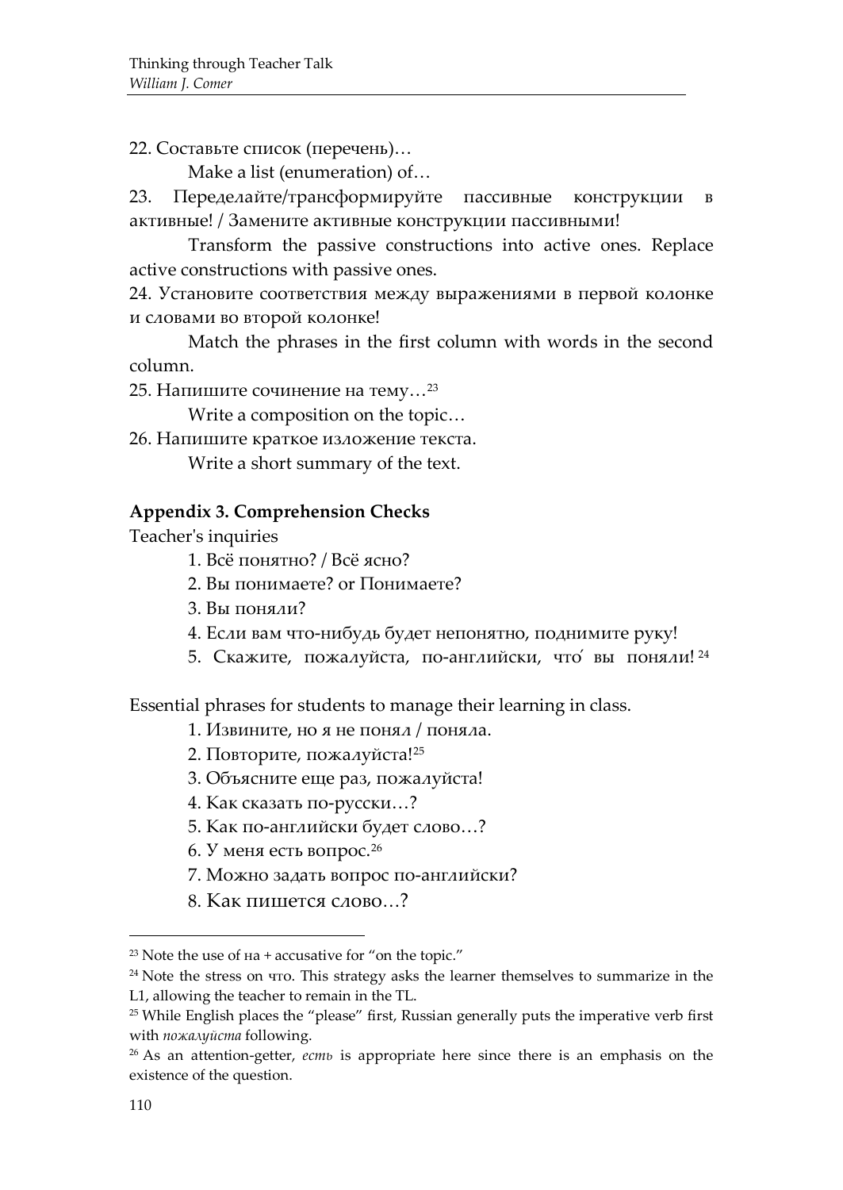22. Составьте список (перечень)…

Make a list (enumeration) of…

23. Переделайте/трансформируйте пассивные конструкции в активные! / Замените активные конструкции пассивными!

Transform the passive constructions into active ones. Replace active constructions with passive ones.

24. Установите соответствия между выражениями в первой колонке и словами во второй колонке!

Match the phrases in the first column with words in the second column.

25. Напишите сочинение на тему…[23]

Write a composition on the topic…

26. Напишите краткое изложение текста.

Write a short summary of the text.

### Appendix 3. Comprehension Checks

Teacher's inquiries

1. Всё понятно? / Всё ясно?
2. Вы понимаете? or Понимаете?
3. Вы поняли?
4. Если вам что-нибудь будет непонятно, поднимите руку!
5. Скажите, пожалуйста, по-английски, что́ вы поняли! [24]

Essential phrases for students to manage their learning in class.

1. Извините, но я не понял / поняла.
2. Повторите, пожалуйста![25]
3. Объясните еще раз, пожалуйста!
4. Как сказать по-русски…?
5. Как по-английски будет слово…?
6. У меня есть вопрос.[26]
7. Можно задать вопрос по-английски?
8. Как пишется слово…?

---

[23] Note the use of на + accusative for "on the topic."

[24] Note the stress on что. This strategy asks the learner themselves to summarize in the L1, allowing the teacher to remain in the TL.

[25] While English places the "please" first, Russian generally puts the imperative verb first with *пожалуйста* following.

[26] As an attention-getter, *есть* is appropriate here since there is an emphasis on the existence of the question.